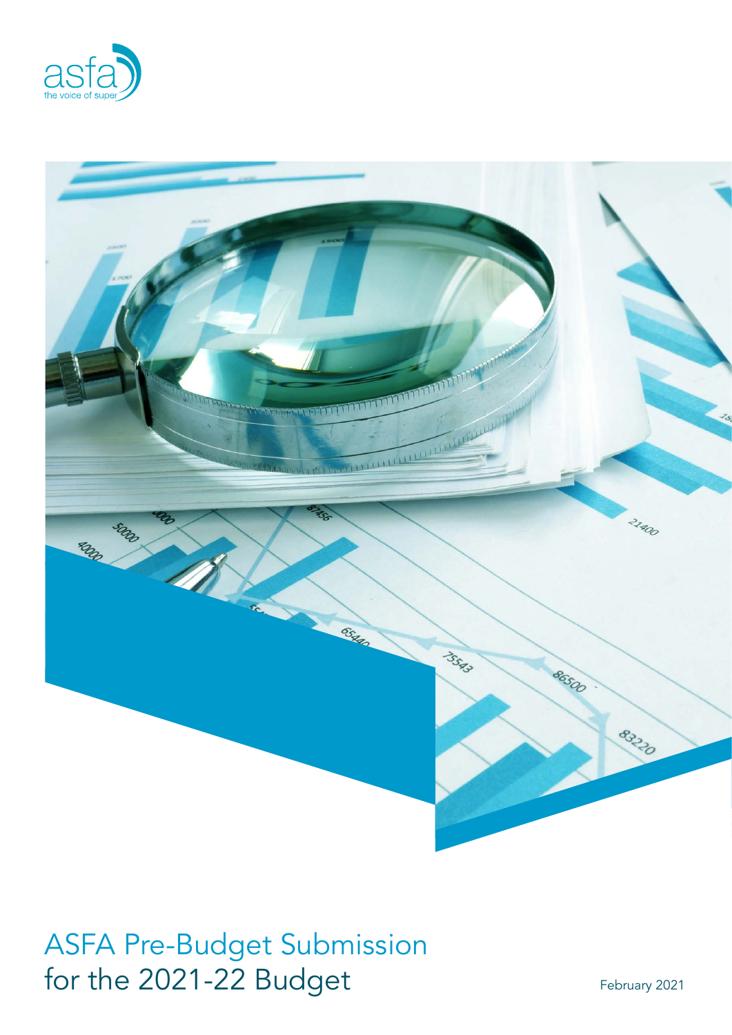asfa

the voice of super

# ASFA Pre-Budget Submission for the 2021-22 Budget

February 2021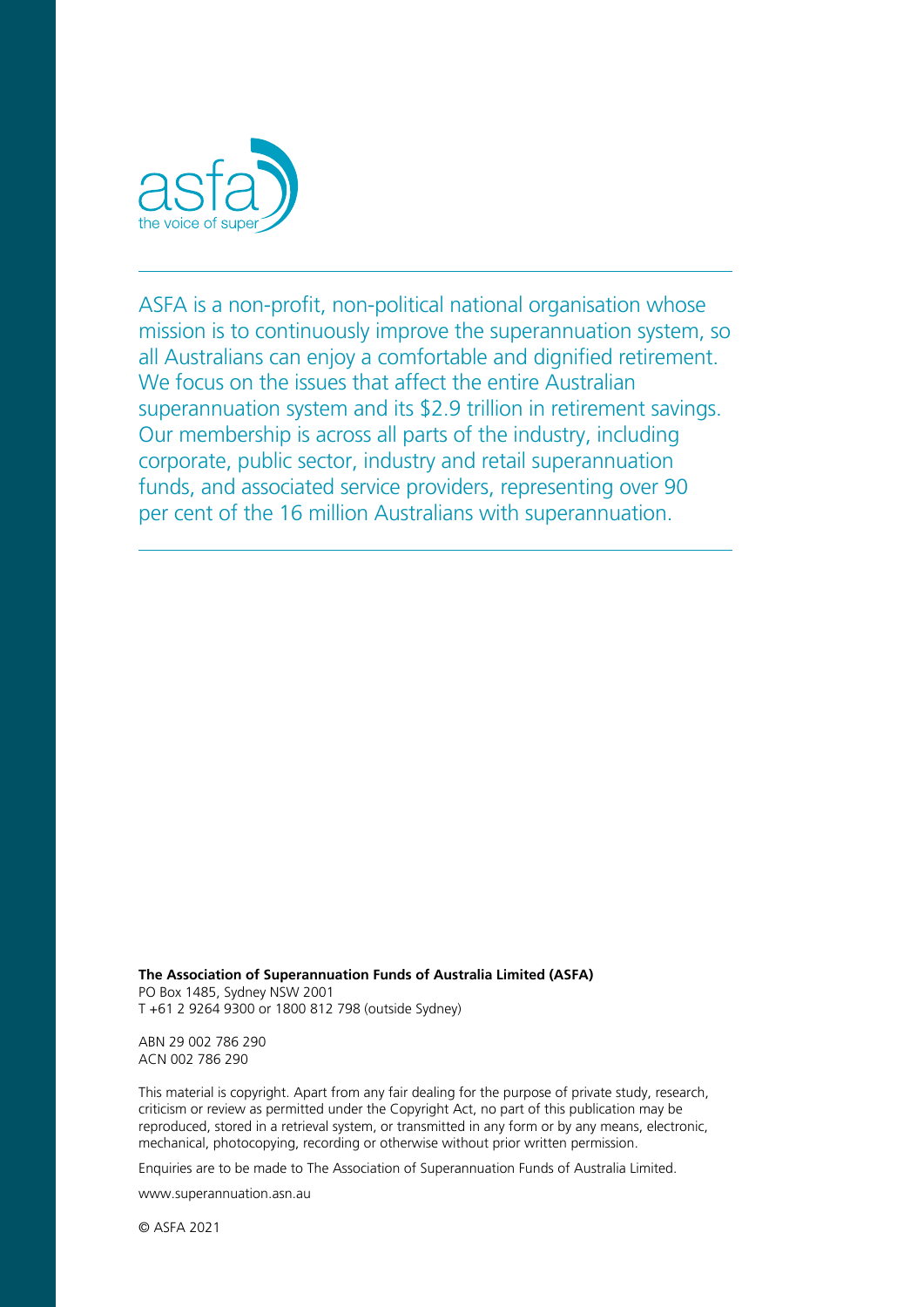asfa
the voice of super

---

ASFA is a non-profit, non-political national organisation whose mission is to continuously improve the superannuation system, so all Australians can enjoy a comfortable and dignified retirement. We focus on the issues that affect the entire Australian superannuation system and its $2.9 trillion in retirement savings. Our membership is across all parts of the industry, including corporate, public sector, industry and retail superannuation funds, and associated service providers, representing over 90 per cent of the 16 million Australians with superannuation.

---

**The Association of Superannuation Funds of Australia Limited (ASFA)**
PO Box 1485, Sydney NSW 2001
T +61 2 9264 9300 or 1800 812 798 (outside Sydney)

ABN 29 002 786 290
ACN 002 786 290

This material is copyright. Apart from any fair dealing for the purpose of private study, research, criticism or review as permitted under the Copyright Act, no part of this publication may be reproduced, stored in a retrieval system, or transmitted in any form or by any means, electronic, mechanical, photocopying, recording or otherwise without prior written permission.

Enquiries are to be made to The Association of Superannuation Funds of Australia Limited.

www.superannuation.asn.au

© ASFA 2021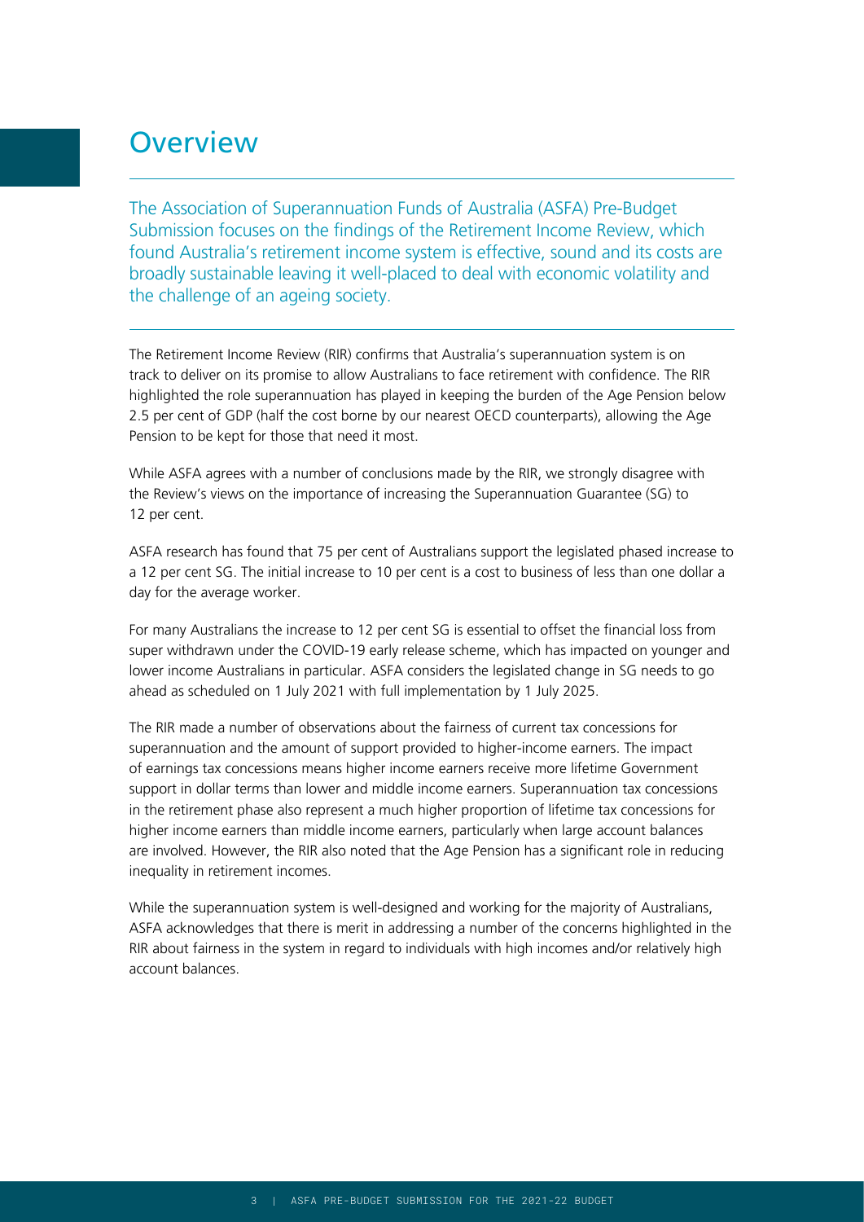# Overview

The Association of Superannuation Funds of Australia (ASFA) Pre-Budget Submission focuses on the findings of the Retirement Income Review, which found Australia's retirement income system is effective, sound and its costs are broadly sustainable leaving it well-placed to deal with economic volatility and the challenge of an ageing society.

The Retirement Income Review (RIR) confirms that Australia's superannuation system is on track to deliver on its promise to allow Australians to face retirement with confidence. The RIR highlighted the role superannuation has played in keeping the burden of the Age Pension below 2.5 per cent of GDP (half the cost borne by our nearest OECD counterparts), allowing the Age Pension to be kept for those that need it most.

While ASFA agrees with a number of conclusions made by the RIR, we strongly disagree with the Review's views on the importance of increasing the Superannuation Guarantee (SG) to 12 per cent.

ASFA research has found that 75 per cent of Australians support the legislated phased increase to a 12 per cent SG. The initial increase to 10 per cent is a cost to business of less than one dollar a day for the average worker.

For many Australians the increase to 12 per cent SG is essential to offset the financial loss from super withdrawn under the COVID-19 early release scheme, which has impacted on younger and lower income Australians in particular. ASFA considers the legislated change in SG needs to go ahead as scheduled on 1 July 2021 with full implementation by 1 July 2025.

The RIR made a number of observations about the fairness of current tax concessions for superannuation and the amount of support provided to higher-income earners. The impact of earnings tax concessions means higher income earners receive more lifetime Government support in dollar terms than lower and middle income earners. Superannuation tax concessions in the retirement phase also represent a much higher proportion of lifetime tax concessions for higher income earners than middle income earners, particularly when large account balances are involved. However, the RIR also noted that the Age Pension has a significant role in reducing inequality in retirement incomes.

While the superannuation system is well-designed and working for the majority of Australians, ASFA acknowledges that there is merit in addressing a number of the concerns highlighted in the RIR about fairness in the system in regard to individuals with high incomes and/or relatively high account balances.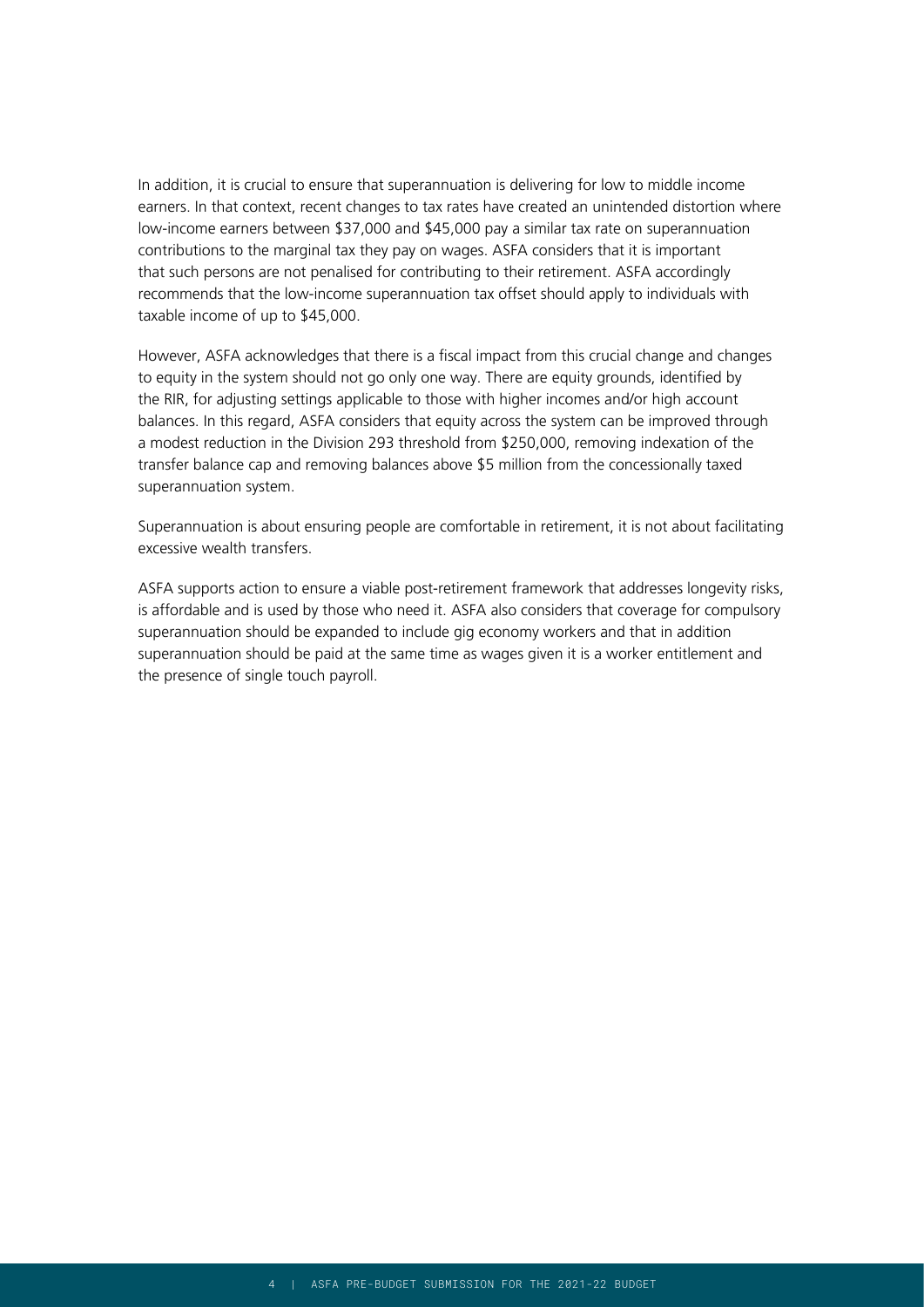In addition, it is crucial to ensure that superannuation is delivering for low to middle income earners. In that context, recent changes to tax rates have created an unintended distortion where low-income earners between $37,000 and $45,000 pay a similar tax rate on superannuation contributions to the marginal tax they pay on wages. ASFA considers that it is important that such persons are not penalised for contributing to their retirement. ASFA accordingly recommends that the low-income superannuation tax offset should apply to individuals with taxable income of up to $45,000.

However, ASFA acknowledges that there is a fiscal impact from this crucial change and changes to equity in the system should not go only one way. There are equity grounds, identified by the RIR, for adjusting settings applicable to those with higher incomes and/or high account balances. In this regard, ASFA considers that equity across the system can be improved through a modest reduction in the Division 293 threshold from $250,000, removing indexation of the transfer balance cap and removing balances above $5 million from the concessionally taxed superannuation system.

Superannuation is about ensuring people are comfortable in retirement, it is not about facilitating excessive wealth transfers.

ASFA supports action to ensure a viable post-retirement framework that addresses longevity risks, is affordable and is used by those who need it. ASFA also considers that coverage for compulsory superannuation should be expanded to include gig economy workers and that in addition superannuation should be paid at the same time as wages given it is a worker entitlement and the presence of single touch payroll.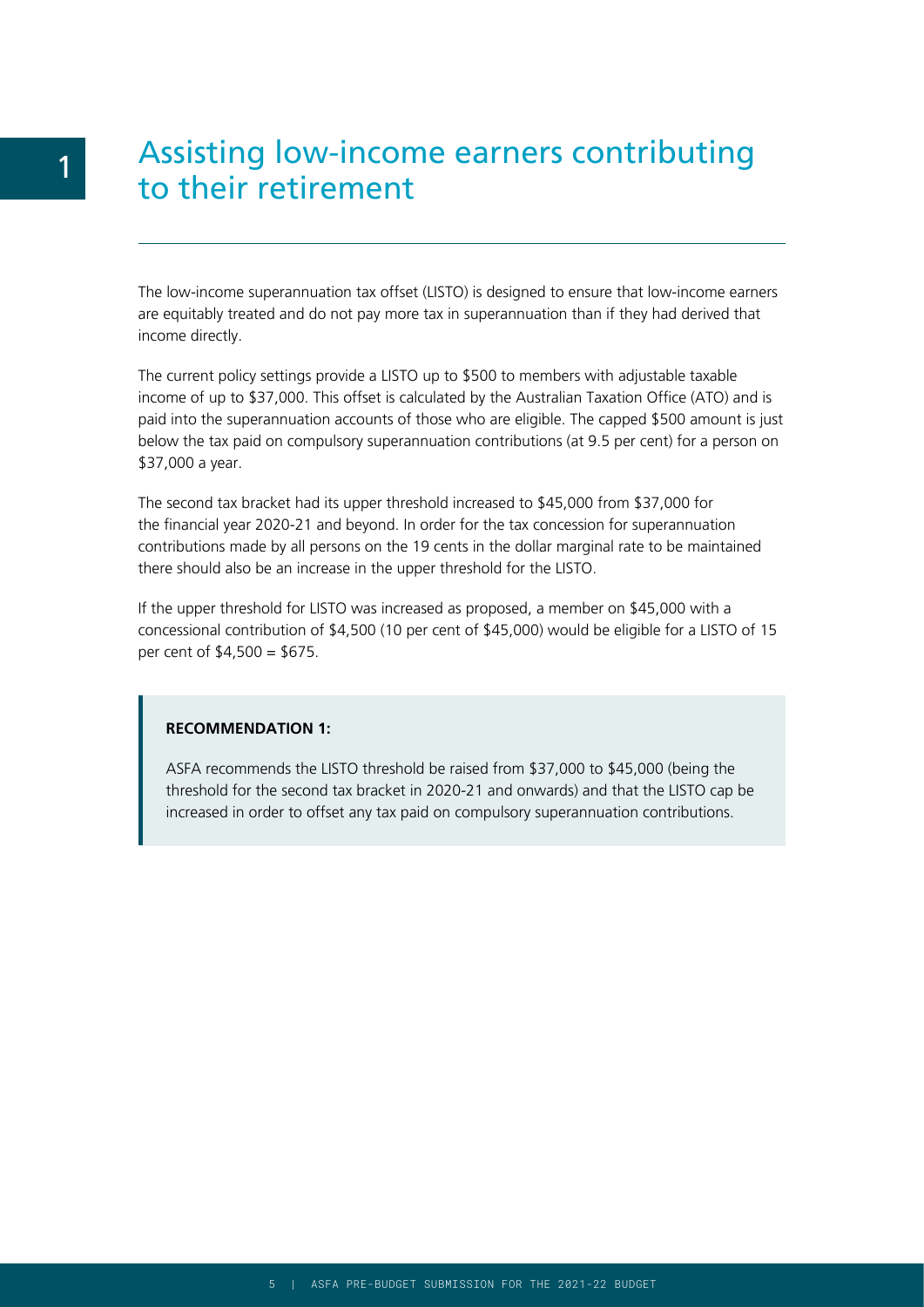# 1 Assisting low-income earners contributing to their retirement

The low-income superannuation tax offset (LISTO) is designed to ensure that low-income earners are equitably treated and do not pay more tax in superannuation than if they had derived that income directly.

The current policy settings provide a LISTO up to $500 to members with adjustable taxable income of up to $37,000. This offset is calculated by the Australian Taxation Office (ATO) and is paid into the superannuation accounts of those who are eligible. The capped $500 amount is just below the tax paid on compulsory superannuation contributions (at 9.5 per cent) for a person on $37,000 a year.

The second tax bracket had its upper threshold increased to $45,000 from $37,000 for the financial year 2020-21 and beyond. In order for the tax concession for superannuation contributions made by all persons on the 19 cents in the dollar marginal rate to be maintained there should also be an increase in the upper threshold for the LISTO.

If the upper threshold for LISTO was increased as proposed, a member on $45,000 with a concessional contribution of $4,500 (10 per cent of $45,000) would be eligible for a LISTO of 15 per cent of $4,500 = $675.

**RECOMMENDATION 1:**

ASFA recommends the LISTO threshold be raised from $37,000 to $45,000 (being the threshold for the second tax bracket in 2020-21 and onwards) and that the LISTO cap be increased in order to offset any tax paid on compulsory superannuation contributions.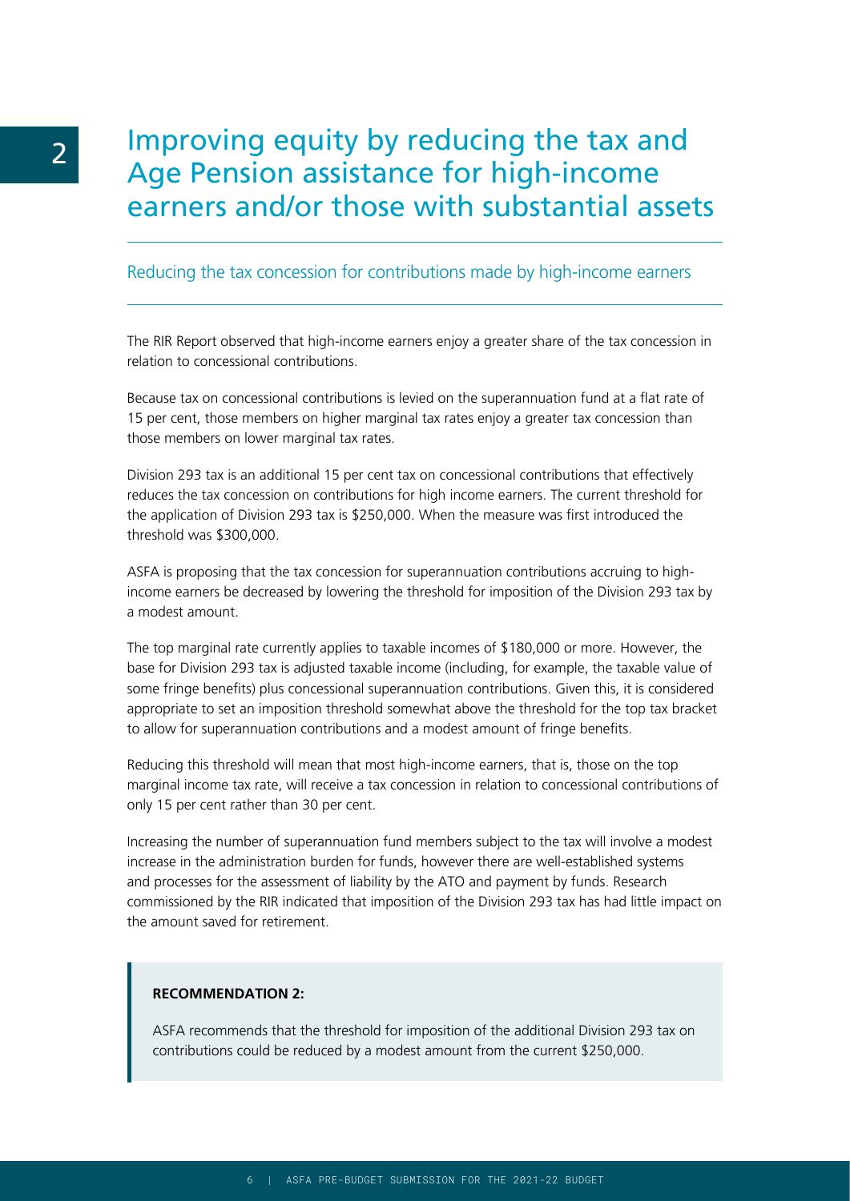# 2 Improving equity by reducing the tax and Age Pension assistance for high-income earners and/or those with substantial assets

## Reducing the tax concession for contributions made by high-income earners

The RIR Report observed that high-income earners enjoy a greater share of the tax concession in relation to concessional contributions.

Because tax on concessional contributions is levied on the superannuation fund at a flat rate of 15 per cent, those members on higher marginal tax rates enjoy a greater tax concession than those members on lower marginal tax rates.

Division 293 tax is an additional 15 per cent tax on concessional contributions that effectively reduces the tax concession on contributions for high income earners. The current threshold for the application of Division 293 tax is $250,000. When the measure was first introduced the threshold was $300,000.

ASFA is proposing that the tax concession for superannuation contributions accruing to high-income earners be decreased by lowering the threshold for imposition of the Division 293 tax by a modest amount.

The top marginal rate currently applies to taxable incomes of $180,000 or more. However, the base for Division 293 tax is adjusted taxable income (including, for example, the taxable value of some fringe benefits) plus concessional superannuation contributions. Given this, it is considered appropriate to set an imposition threshold somewhat above the threshold for the top tax bracket to allow for superannuation contributions and a modest amount of fringe benefits.

Reducing this threshold will mean that most high-income earners, that is, those on the top marginal income tax rate, will receive a tax concession in relation to concessional contributions of only 15 per cent rather than 30 per cent.

Increasing the number of superannuation fund members subject to the tax will involve a modest increase in the administration burden for funds, however there are well-established systems and processes for the assessment of liability by the ATO and payment by funds. Research commissioned by the RIR indicated that imposition of the Division 293 tax has had little impact on the amount saved for retirement.

**RECOMMENDATION 2:**

ASFA recommends that the threshold for imposition of the additional Division 293 tax on contributions could be reduced by a modest amount from the current $250,000.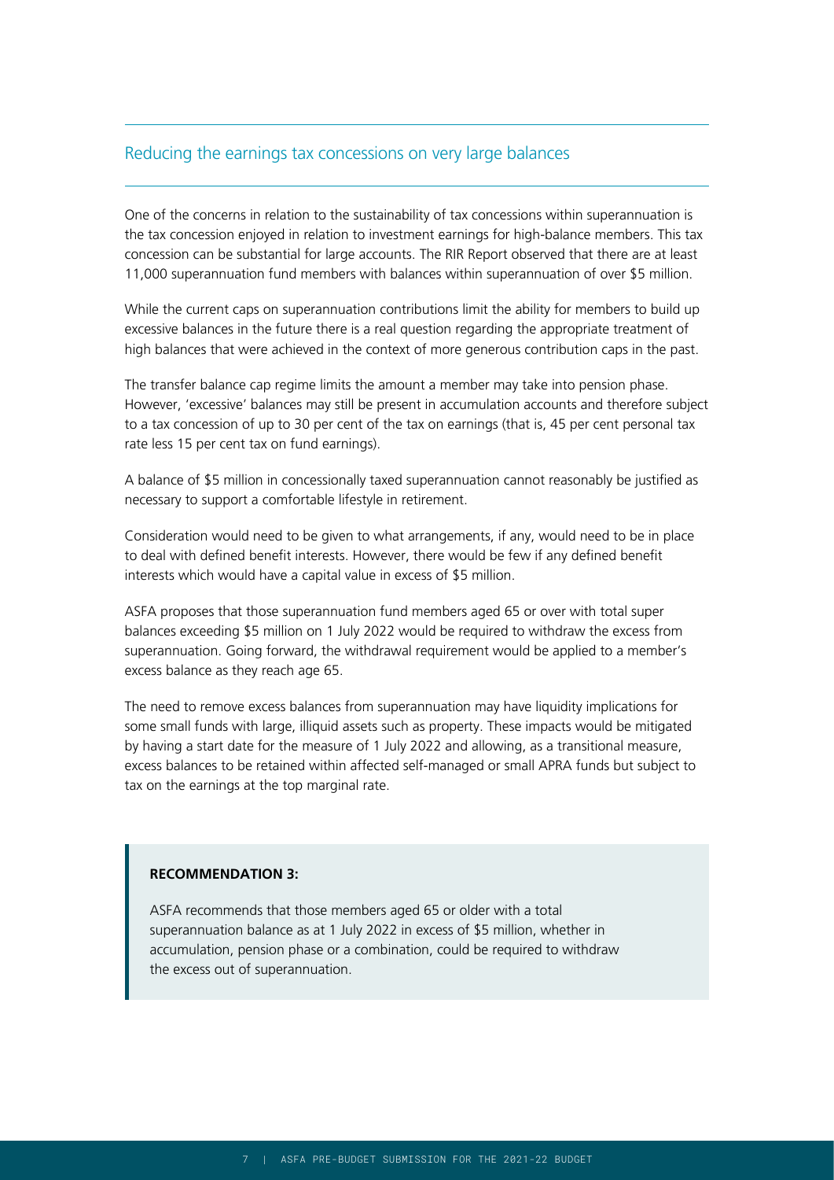## Reducing the earnings tax concessions on very large balances

One of the concerns in relation to the sustainability of tax concessions within superannuation is the tax concession enjoyed in relation to investment earnings for high-balance members. This tax concession can be substantial for large accounts. The RIR Report observed that there are at least 11,000 superannuation fund members with balances within superannuation of over $5 million.

While the current caps on superannuation contributions limit the ability for members to build up excessive balances in the future there is a real question regarding the appropriate treatment of high balances that were achieved in the context of more generous contribution caps in the past.

The transfer balance cap regime limits the amount a member may take into pension phase. However, 'excessive' balances may still be present in accumulation accounts and therefore subject to a tax concession of up to 30 per cent of the tax on earnings (that is, 45 per cent personal tax rate less 15 per cent tax on fund earnings).

A balance of $5 million in concessionally taxed superannuation cannot reasonably be justified as necessary to support a comfortable lifestyle in retirement.

Consideration would need to be given to what arrangements, if any, would need to be in place to deal with defined benefit interests. However, there would be few if any defined benefit interests which would have a capital value in excess of $5 million.

ASFA proposes that those superannuation fund members aged 65 or over with total super balances exceeding $5 million on 1 July 2022 would be required to withdraw the excess from superannuation. Going forward, the withdrawal requirement would be applied to a member's excess balance as they reach age 65.

The need to remove excess balances from superannuation may have liquidity implications for some small funds with large, illiquid assets such as property. These impacts would be mitigated by having a start date for the measure of 1 July 2022 and allowing, as a transitional measure, excess balances to be retained within affected self-managed or small APRA funds but subject to tax on the earnings at the top marginal rate.

**RECOMMENDATION 3:**

ASFA recommends that those members aged 65 or older with a total superannuation balance as at 1 July 2022 in excess of $5 million, whether in accumulation, pension phase or a combination, could be required to withdraw the excess out of superannuation.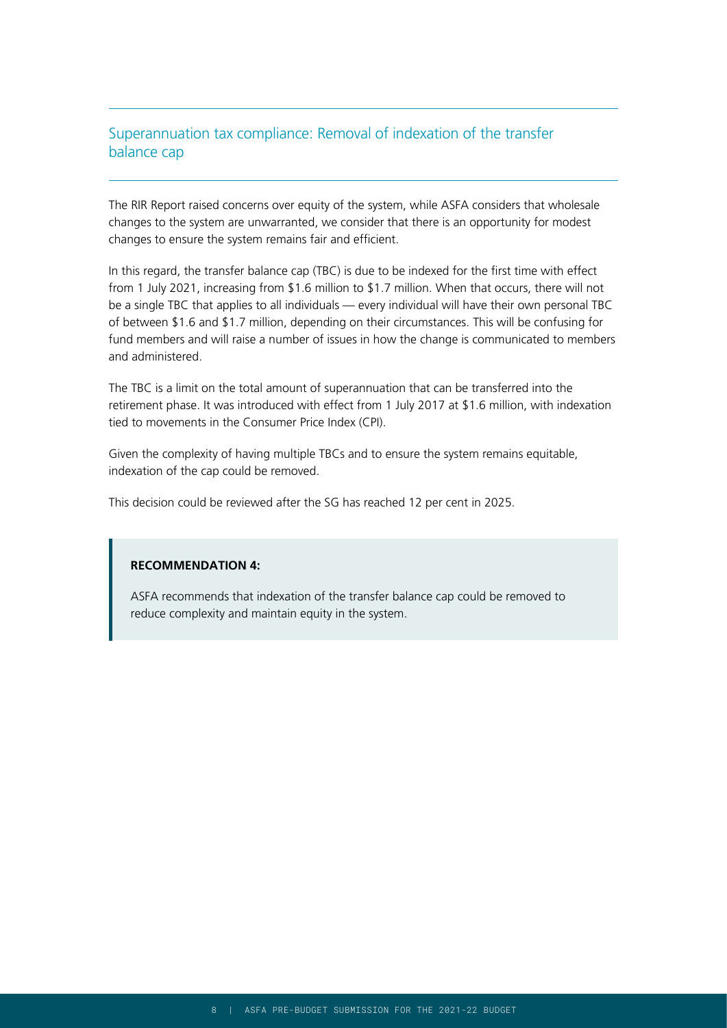## Superannuation tax compliance: Removal of indexation of the transfer balance cap

The RIR Report raised concerns over equity of the system, while ASFA considers that wholesale changes to the system are unwarranted, we consider that there is an opportunity for modest changes to ensure the system remains fair and efficient.

In this regard, the transfer balance cap (TBC) is due to be indexed for the first time with effect from 1 July 2021, increasing from $1.6 million to $1.7 million. When that occurs, there will not be a single TBC that applies to all individuals — every individual will have their own personal TBC of between $1.6 and $1.7 million, depending on their circumstances. This will be confusing for fund members and will raise a number of issues in how the change is communicated to members and administered.

The TBC is a limit on the total amount of superannuation that can be transferred into the retirement phase. It was introduced with effect from 1 July 2017 at $1.6 million, with indexation tied to movements in the Consumer Price Index (CPI).

Given the complexity of having multiple TBCs and to ensure the system remains equitable, indexation of the cap could be removed.

This decision could be reviewed after the SG has reached 12 per cent in 2025.

> **RECOMMENDATION 4:**
>
> ASFA recommends that indexation of the transfer balance cap could be removed to reduce complexity and maintain equity in the system.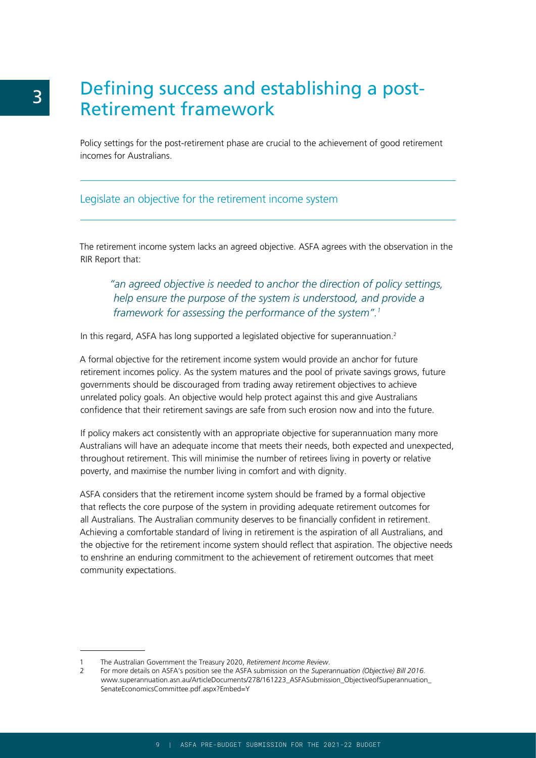# 3 Defining success and establishing a post-Retirement framework

Policy settings for the post-retirement phase are crucial to the achievement of good retirement incomes for Australians.

## Legislate an objective for the retirement income system

The retirement income system lacks an agreed objective. ASFA agrees with the observation in the RIR Report that:

> *"an agreed objective is needed to anchor the direction of policy settings, help ensure the purpose of the system is understood, and provide a framework for assessing the performance of the system".*[1]

In this regard, ASFA has long supported a legislated objective for superannuation.[2]

A formal objective for the retirement income system would provide an anchor for future retirement incomes policy. As the system matures and the pool of private savings grows, future governments should be discouraged from trading away retirement objectives to achieve unrelated policy goals. An objective would help protect against this and give Australians confidence that their retirement savings are safe from such erosion now and into the future.

If policy makers act consistently with an appropriate objective for superannuation many more Australians will have an adequate income that meets their needs, both expected and unexpected, throughout retirement. This will minimise the number of retirees living in poverty or relative poverty, and maximise the number living in comfort and with dignity.

ASFA considers that the retirement income system should be framed by a formal objective that reflects the core purpose of the system in providing adequate retirement outcomes for all Australians. The Australian community deserves to be financially confident in retirement. Achieving a comfortable standard of living in retirement is the aspiration of all Australians, and the objective for the retirement income system should reflect that aspiration. The objective needs to enshrine an enduring commitment to the achievement of retirement outcomes that meet community expectations.

---

1 The Australian Government the Treasury 2020, *Retirement Income Review*.

2 For more details on ASFA's position see the ASFA submission on the *Superannuation (Objective) Bill 2016*. www.superannuation.asn.au/ArticleDocuments/278/161223_ASFASubmission_ObjectiveofSuperannuation_SenateEconomicsCommittee.pdf.aspx?Embed=Y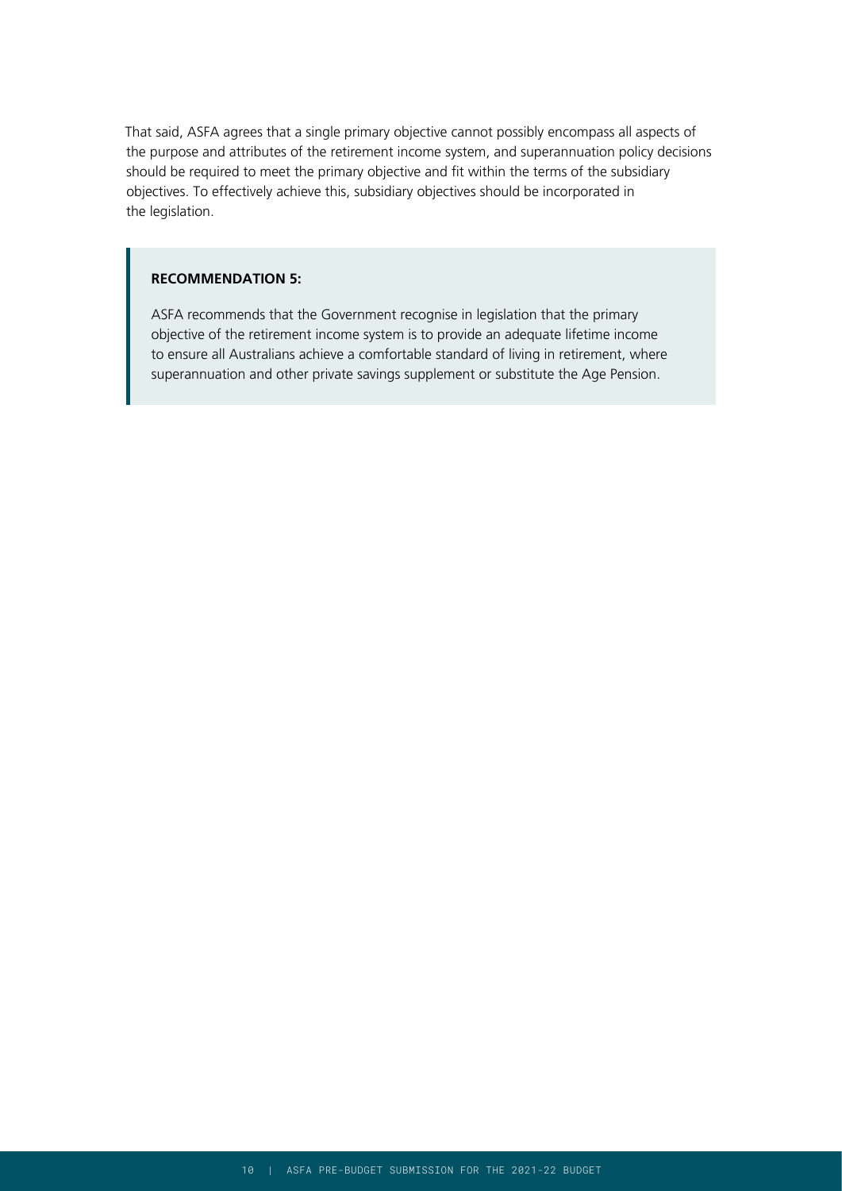That said, ASFA agrees that a single primary objective cannot possibly encompass all aspects of the purpose and attributes of the retirement income system, and superannuation policy decisions should be required to meet the primary objective and fit within the terms of the subsidiary objectives. To effectively achieve this, subsidiary objectives should be incorporated in the legislation.

> **RECOMMENDATION 5:**
>
> ASFA recommends that the Government recognise in legislation that the primary objective of the retirement income system is to provide an adequate lifetime income to ensure all Australians achieve a comfortable standard of living in retirement, where superannuation and other private savings supplement or substitute the Age Pension.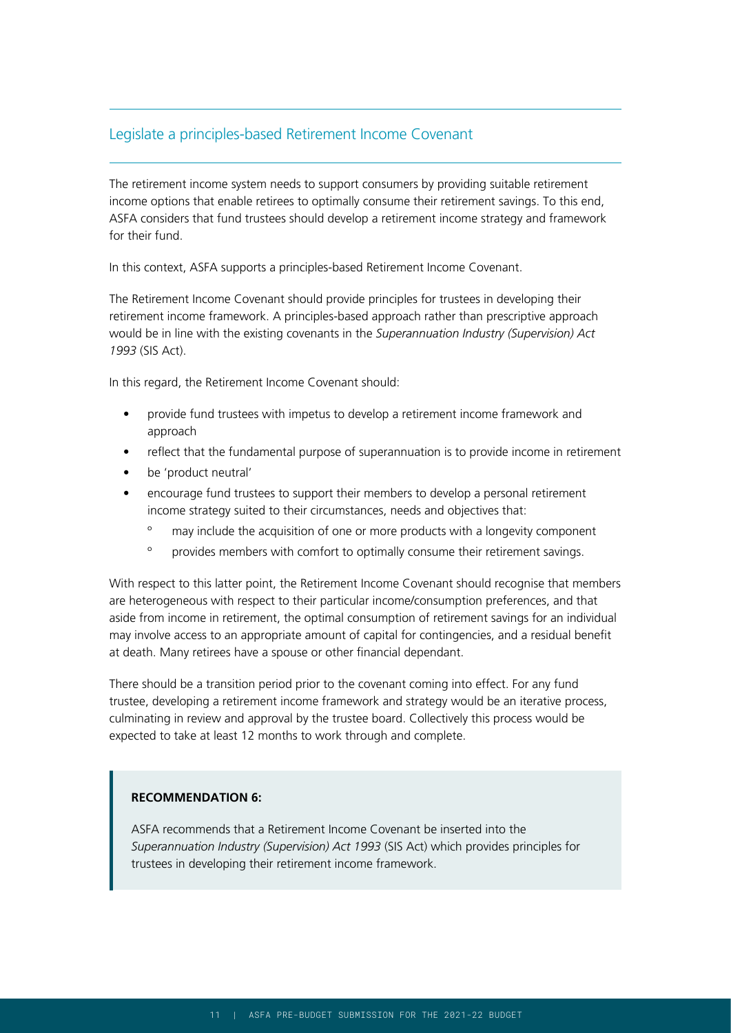## Legislate a principles-based Retirement Income Covenant

The retirement income system needs to support consumers by providing suitable retirement income options that enable retirees to optimally consume their retirement savings. To this end, ASFA considers that fund trustees should develop a retirement income strategy and framework for their fund.

In this context, ASFA supports a principles-based Retirement Income Covenant.

The Retirement Income Covenant should provide principles for trustees in developing their retirement income framework. A principles-based approach rather than prescriptive approach would be in line with the existing covenants in the *Superannuation Industry (Supervision) Act 1993* (SIS Act).

In this regard, the Retirement Income Covenant should:

- provide fund trustees with impetus to develop a retirement income framework and approach
- reflect that the fundamental purpose of superannuation is to provide income in retirement
- be 'product neutral'
- encourage fund trustees to support their members to develop a personal retirement income strategy suited to their circumstances, needs and objectives that:
    - may include the acquisition of one or more products with a longevity component
    - provides members with comfort to optimally consume their retirement savings.

With respect to this latter point, the Retirement Income Covenant should recognise that members are heterogeneous with respect to their particular income/consumption preferences, and that aside from income in retirement, the optimal consumption of retirement savings for an individual may involve access to an appropriate amount of capital for contingencies, and a residual benefit at death. Many retirees have a spouse or other financial dependant.

There should be a transition period prior to the covenant coming into effect. For any fund trustee, developing a retirement income framework and strategy would be an iterative process, culminating in review and approval by the trustee board. Collectively this process would be expected to take at least 12 months to work through and complete.

> **RECOMMENDATION 6:**
>
> ASFA recommends that a Retirement Income Covenant be inserted into the *Superannuation Industry (Supervision) Act 1993* (SIS Act) which provides principles for trustees in developing their retirement income framework.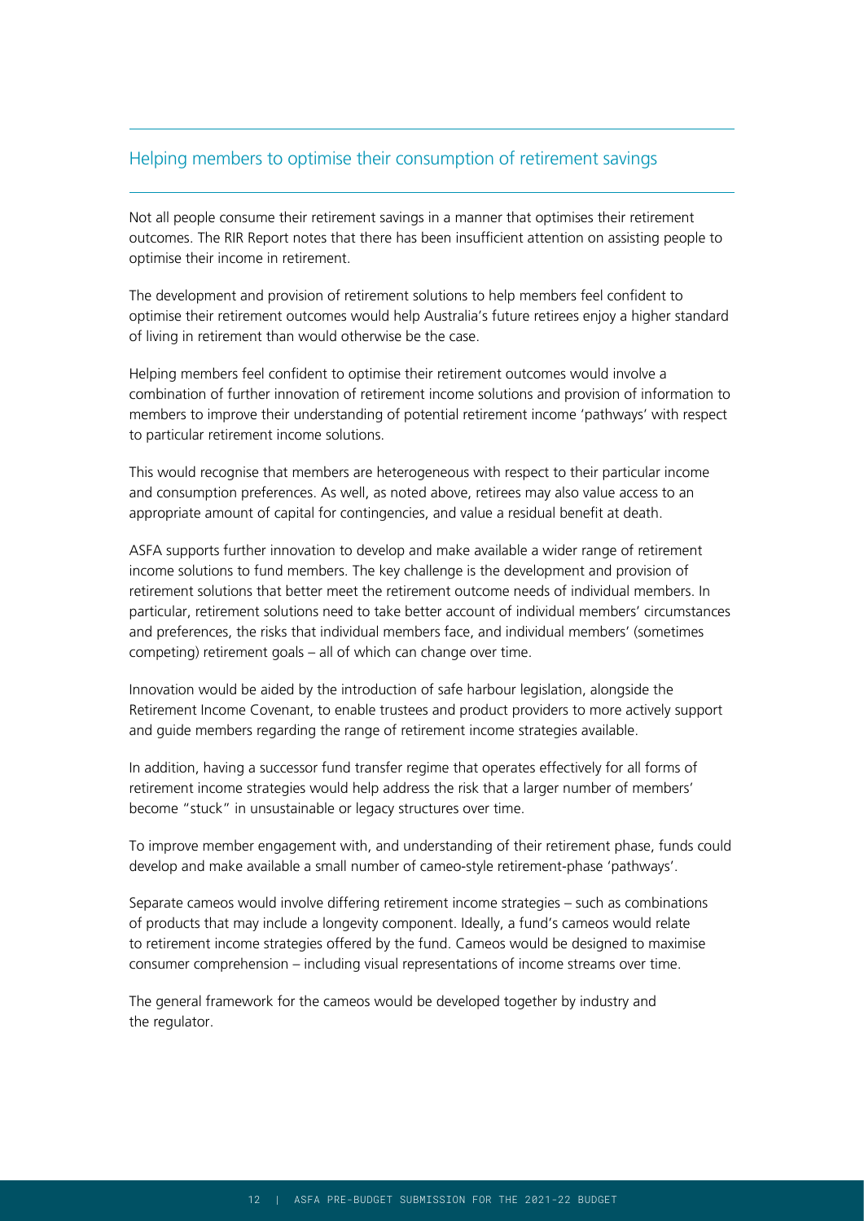## Helping members to optimise their consumption of retirement savings

Not all people consume their retirement savings in a manner that optimises their retirement outcomes. The RIR Report notes that there has been insufficient attention on assisting people to optimise their income in retirement.

The development and provision of retirement solutions to help members feel confident to optimise their retirement outcomes would help Australia's future retirees enjoy a higher standard of living in retirement than would otherwise be the case.

Helping members feel confident to optimise their retirement outcomes would involve a combination of further innovation of retirement income solutions and provision of information to members to improve their understanding of potential retirement income 'pathways' with respect to particular retirement income solutions.

This would recognise that members are heterogeneous with respect to their particular income and consumption preferences. As well, as noted above, retirees may also value access to an appropriate amount of capital for contingencies, and value a residual benefit at death.

ASFA supports further innovation to develop and make available a wider range of retirement income solutions to fund members. The key challenge is the development and provision of retirement solutions that better meet the retirement outcome needs of individual members. In particular, retirement solutions need to take better account of individual members' circumstances and preferences, the risks that individual members face, and individual members' (sometimes competing) retirement goals – all of which can change over time.

Innovation would be aided by the introduction of safe harbour legislation, alongside the Retirement Income Covenant, to enable trustees and product providers to more actively support and guide members regarding the range of retirement income strategies available.

In addition, having a successor fund transfer regime that operates effectively for all forms of retirement income strategies would help address the risk that a larger number of members' become "stuck" in unsustainable or legacy structures over time.

To improve member engagement with, and understanding of their retirement phase, funds could develop and make available a small number of cameo-style retirement-phase 'pathways'.

Separate cameos would involve differing retirement income strategies – such as combinations of products that may include a longevity component. Ideally, a fund's cameos would relate to retirement income strategies offered by the fund. Cameos would be designed to maximise consumer comprehension – including visual representations of income streams over time.

The general framework for the cameos would be developed together by industry and the regulator.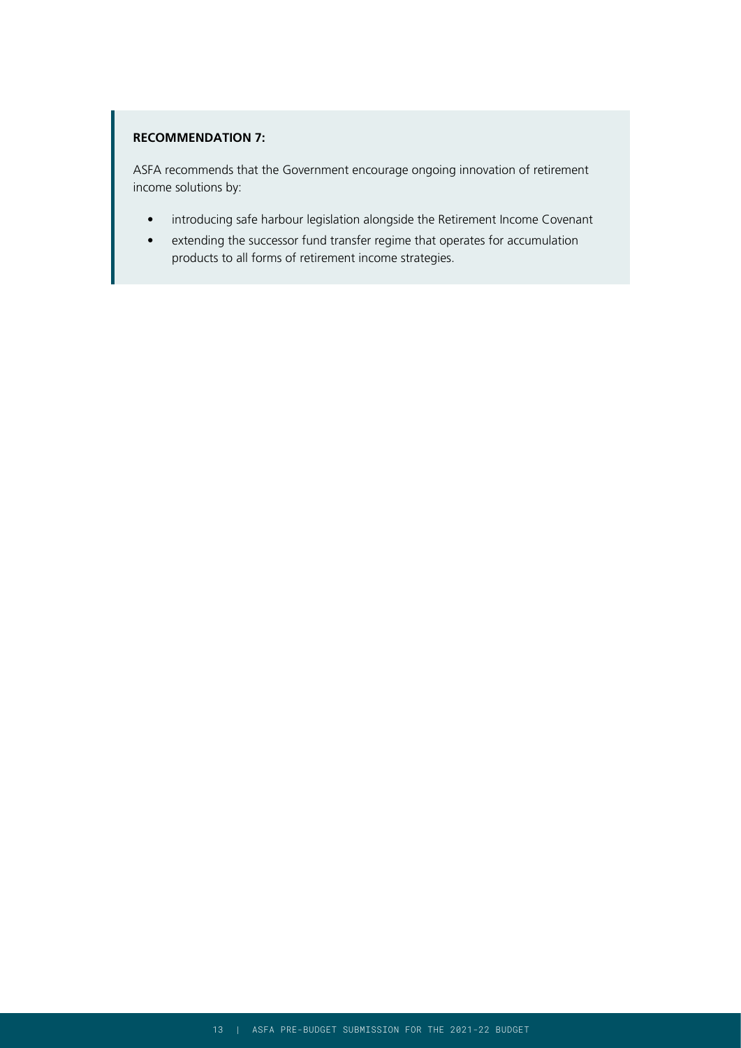**RECOMMENDATION 7:**

ASFA recommends that the Government encourage ongoing innovation of retirement income solutions by:

- introducing safe harbour legislation alongside the Retirement Income Covenant
- extending the successor fund transfer regime that operates for accumulation products to all forms of retirement income strategies.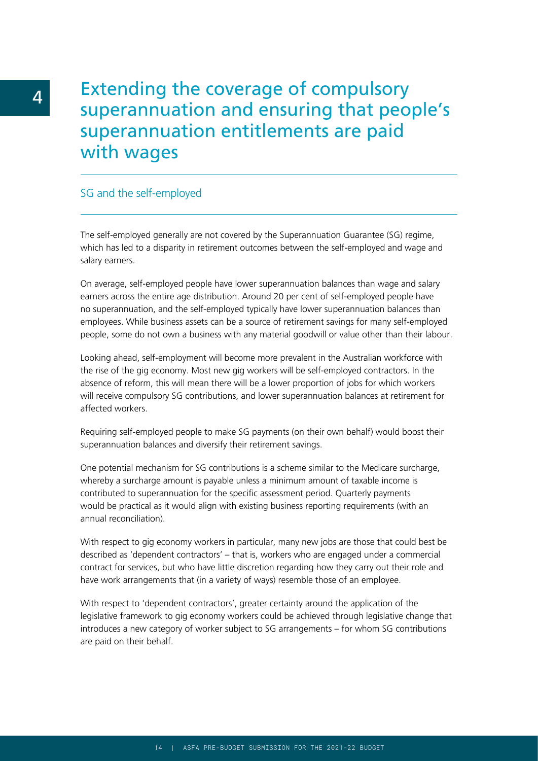# 4 Extending the coverage of compulsory superannuation and ensuring that people's superannuation entitlements are paid with wages

## SG and the self-employed

The self-employed generally are not covered by the Superannuation Guarantee (SG) regime, which has led to a disparity in retirement outcomes between the self-employed and wage and salary earners.

On average, self-employed people have lower superannuation balances than wage and salary earners across the entire age distribution. Around 20 per cent of self-employed people have no superannuation, and the self-employed typically have lower superannuation balances than employees. While business assets can be a source of retirement savings for many self-employed people, some do not own a business with any material goodwill or value other than their labour.

Looking ahead, self-employment will become more prevalent in the Australian workforce with the rise of the gig economy. Most new gig workers will be self-employed contractors. In the absence of reform, this will mean there will be a lower proportion of jobs for which workers will receive compulsory SG contributions, and lower superannuation balances at retirement for affected workers.

Requiring self-employed people to make SG payments (on their own behalf) would boost their superannuation balances and diversify their retirement savings.

One potential mechanism for SG contributions is a scheme similar to the Medicare surcharge, whereby a surcharge amount is payable unless a minimum amount of taxable income is contributed to superannuation for the specific assessment period. Quarterly payments would be practical as it would align with existing business reporting requirements (with an annual reconciliation).

With respect to gig economy workers in particular, many new jobs are those that could best be described as 'dependent contractors' – that is, workers who are engaged under a commercial contract for services, but who have little discretion regarding how they carry out their role and have work arrangements that (in a variety of ways) resemble those of an employee.

With respect to 'dependent contractors', greater certainty around the application of the legislative framework to gig economy workers could be achieved through legislative change that introduces a new category of worker subject to SG arrangements – for whom SG contributions are paid on their behalf.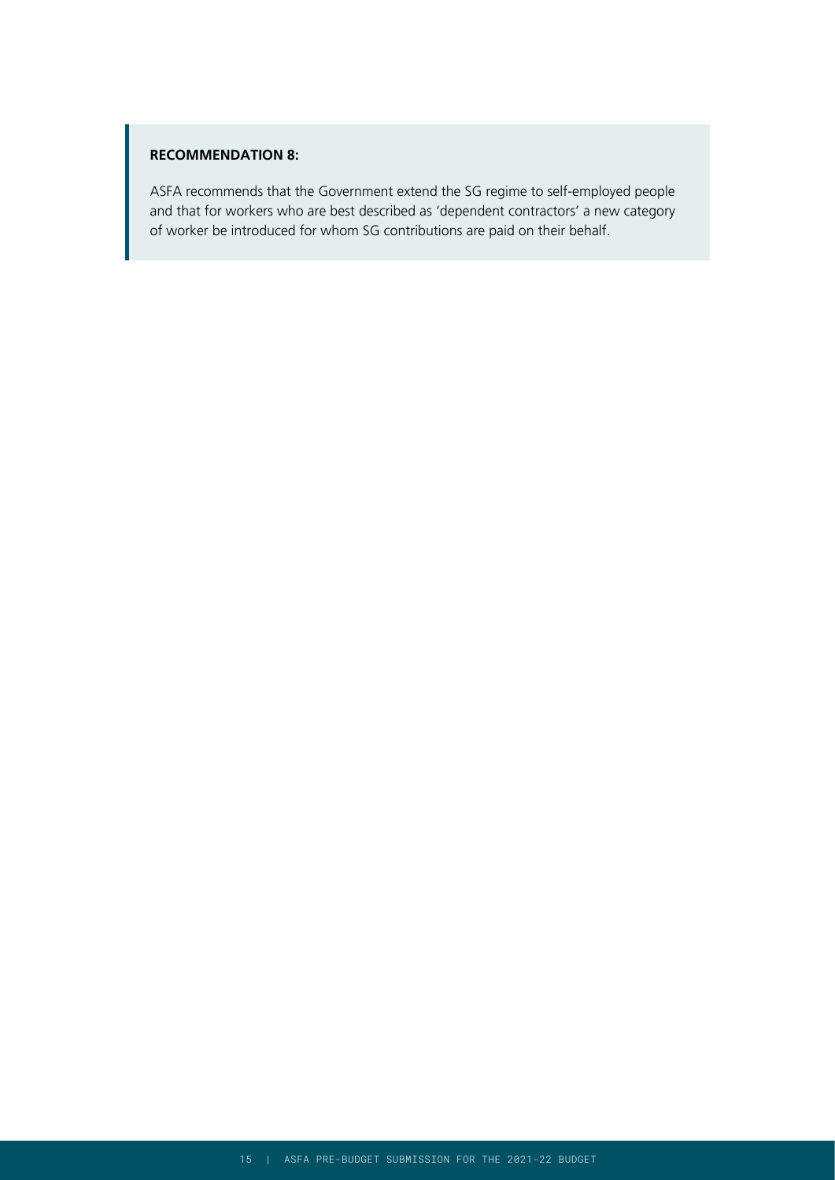**RECOMMENDATION 8:**

ASFA recommends that the Government extend the SG regime to self-employed people and that for workers who are best described as 'dependent contractors' a new category of worker be introduced for whom SG contributions are paid on their behalf.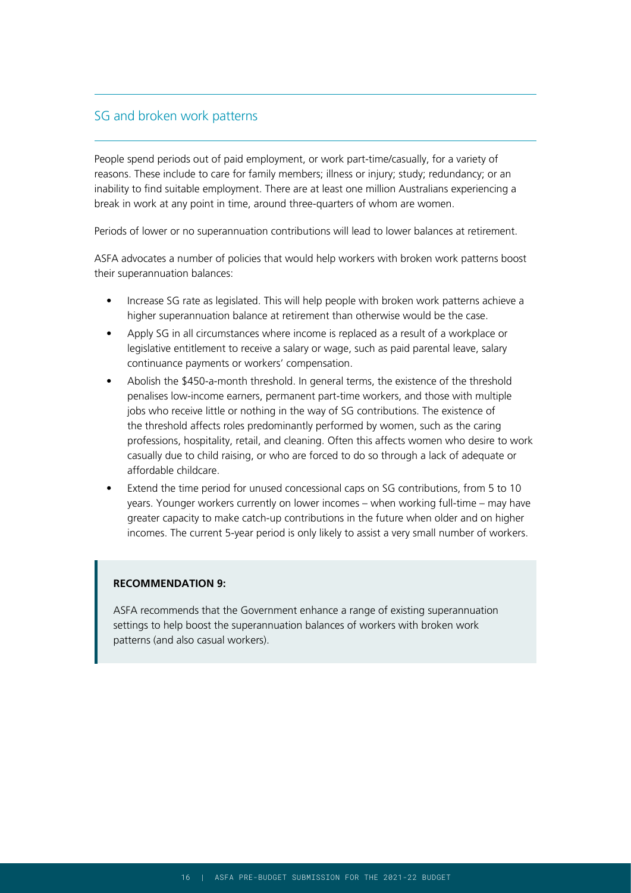## SG and broken work patterns

People spend periods out of paid employment, or work part-time/casually, for a variety of reasons. These include to care for family members; illness or injury; study; redundancy; or an inability to find suitable employment. There are at least one million Australians experiencing a break in work at any point in time, around three-quarters of whom are women.

Periods of lower or no superannuation contributions will lead to lower balances at retirement.

ASFA advocates a number of policies that would help workers with broken work patterns boost their superannuation balances:

- Increase SG rate as legislated. This will help people with broken work patterns achieve a higher superannuation balance at retirement than otherwise would be the case.
- Apply SG in all circumstances where income is replaced as a result of a workplace or legislative entitlement to receive a salary or wage, such as paid parental leave, salary continuance payments or workers' compensation.
- Abolish the $450-a-month threshold. In general terms, the existence of the threshold penalises low-income earners, permanent part-time workers, and those with multiple jobs who receive little or nothing in the way of SG contributions. The existence of the threshold affects roles predominantly performed by women, such as the caring professions, hospitality, retail, and cleaning. Often this affects women who desire to work casually due to child raising, or who are forced to do so through a lack of adequate or affordable childcare.
- Extend the time period for unused concessional caps on SG contributions, from 5 to 10 years. Younger workers currently on lower incomes – when working full-time – may have greater capacity to make catch-up contributions in the future when older and on higher incomes. The current 5-year period is only likely to assist a very small number of workers.

> **RECOMMENDATION 9:**
>
> ASFA recommends that the Government enhance a range of existing superannuation settings to help boost the superannuation balances of workers with broken work patterns (and also casual workers).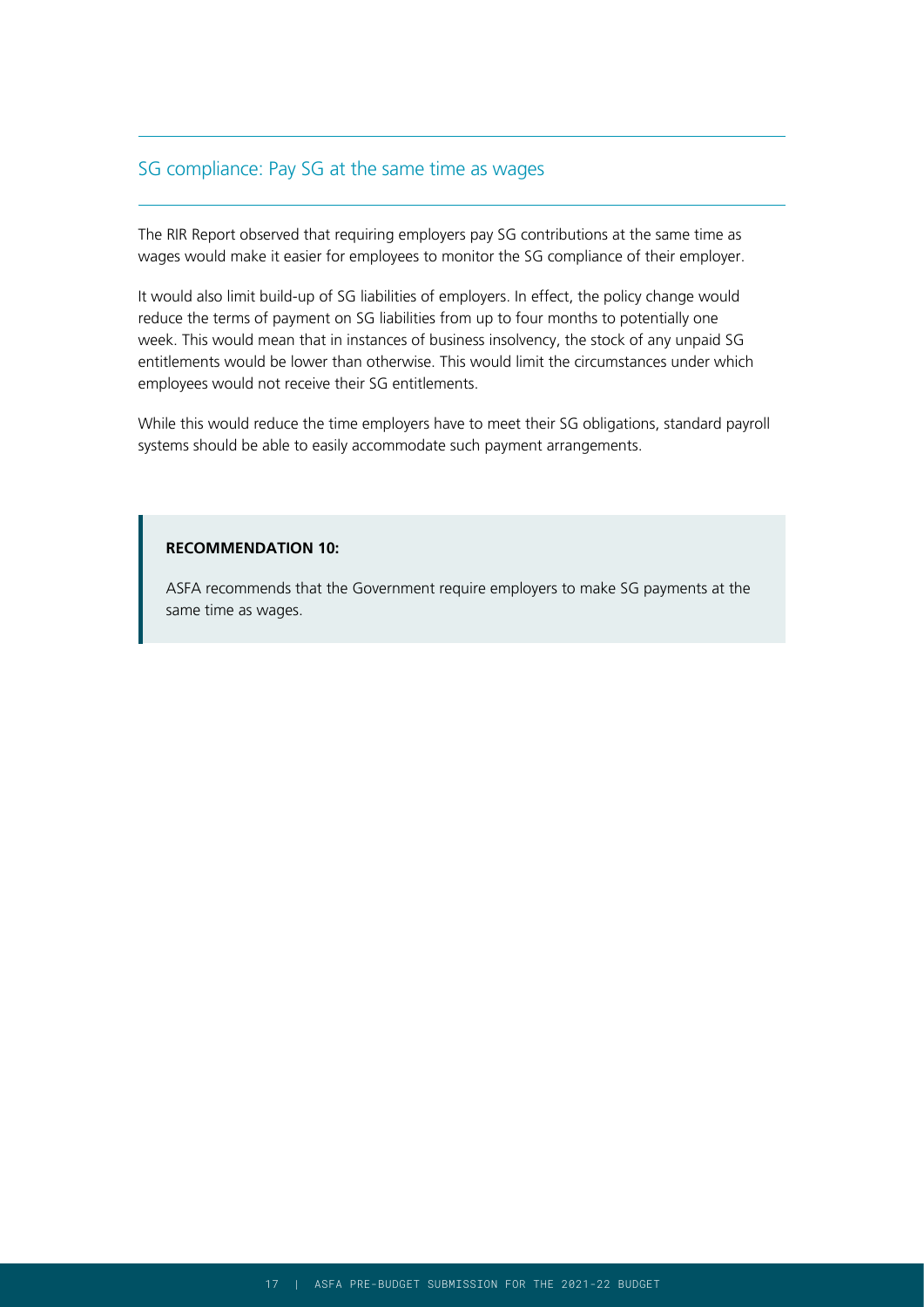## SG compliance: Pay SG at the same time as wages

The RIR Report observed that requiring employers pay SG contributions at the same time as wages would make it easier for employees to monitor the SG compliance of their employer.

It would also limit build-up of SG liabilities of employers. In effect, the policy change would reduce the terms of payment on SG liabilities from up to four months to potentially one week. This would mean that in instances of business insolvency, the stock of any unpaid SG entitlements would be lower than otherwise. This would limit the circumstances under which employees would not receive their SG entitlements.

While this would reduce the time employers have to meet their SG obligations, standard payroll systems should be able to easily accommodate such payment arrangements.

> **RECOMMENDATION 10:**
>
> ASFA recommends that the Government require employers to make SG payments at the same time as wages.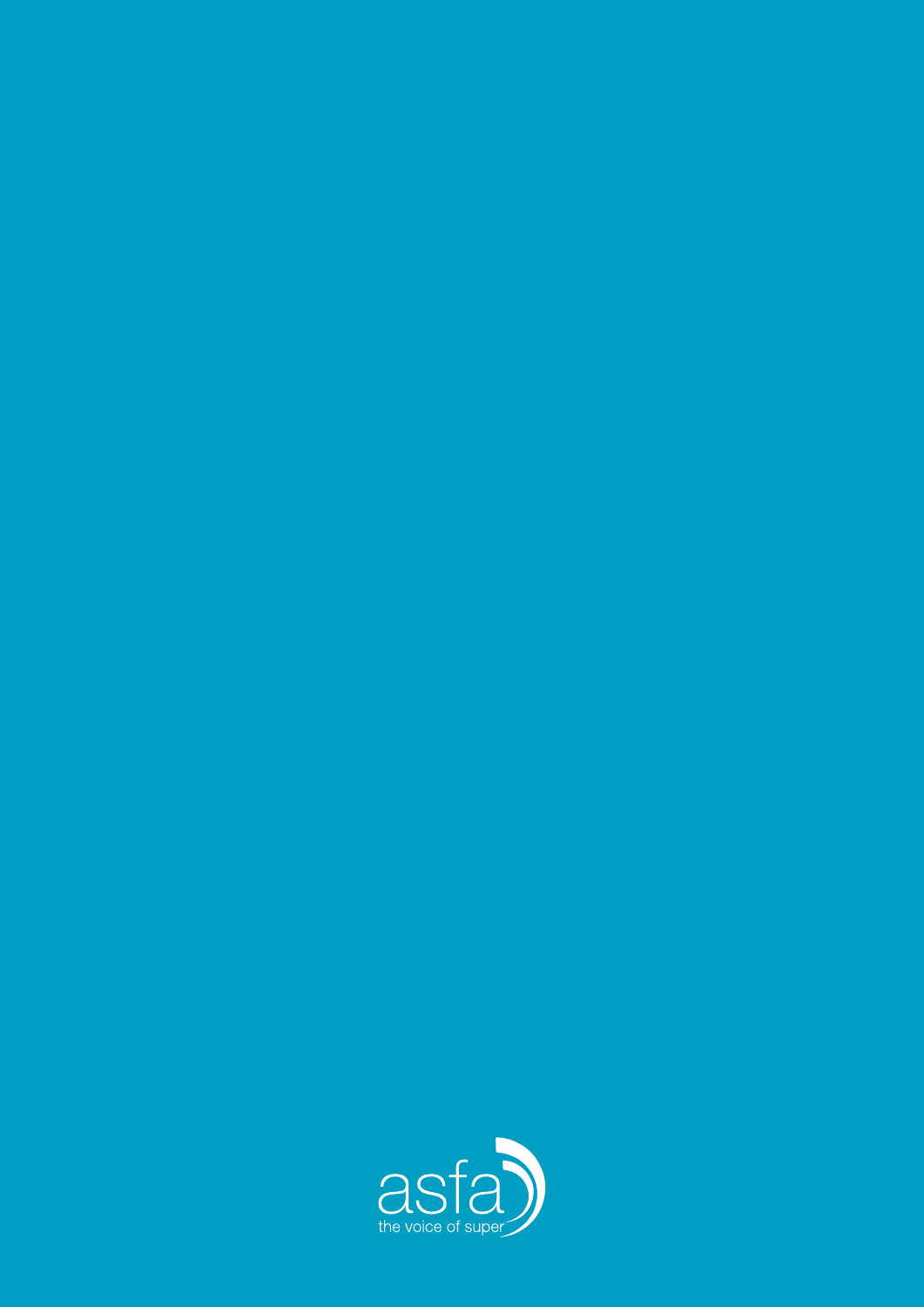asfa

the voice of super